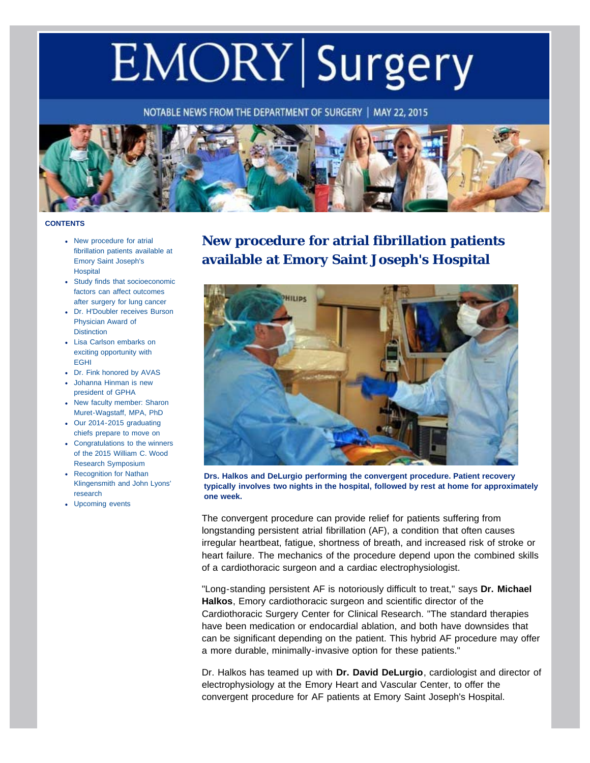# EMORY | Surgery

NOTABLE NEWS FROM THE DEPARTMENT OF SURGERY | MAY 22, 2015

**CONTENTS**

- New procedure for atrial fibrillation patients available at Emory Saint Joseph's Hospital
- Study finds that socioeconomic factors can affect outcomes after surgery for lung cancer
- Dr. H'Doubler receives Burson Physician Award of Distinction
- Lisa Carlson embarks on exciting opportunity with EGHI
- Dr. Fink honored by AVAS
- Johanna Hinman is new president of GPHA
- New faculty member: Sharon Muret-Wagstaff, MPA, PhD
- Our 2014-2015 graduating chiefs prepare to move on
- Congratulations to the winners of the 2015 William C. Wood Research Symposium
- Recognition for Nathan Klingensmith and John Lyons' research
- Upcoming events

## New procedure for atrial fibrillation patients available at Emory Saint Joseph's Hospital

**Drs. Halkos and DeLurgio performing the convergent procedure. Patient recovery typically involves two nights in the hospital, followed by rest at home for approximately one week.**

The convergent procedure can provide relief for patients suffering from longstanding persistent atrial fibrillation (AF), a condition that often causes irregular heartbeat, fatigue, shortness of breath, and increased risk of stroke or heart failure. The mechanics of the procedure depend upon the combined skills of a cardiothoracic surgeon and a cardiac electrophysiologist.

"Long-standing persistent AF is notoriously difficult to treat," says **Dr. Michael Halkos**, Emory cardiothoracic surgeon and scientific director of the Cardiothoracic Surgery Center for Clinical Research. "The standard therapies have been medication or endocardial ablation, and both have downsides that can be significant depending on the patient. This hybrid AF procedure may offer a more durable, minimally-invasive option for these patients."

Dr. Halkos has teamed up with **Dr. David DeLurgio**, cardiologist and director of electrophysiology at the Emory Heart and Vascular Center, to offer the convergent procedure for AF patients at Emory Saint Joseph's Hospital.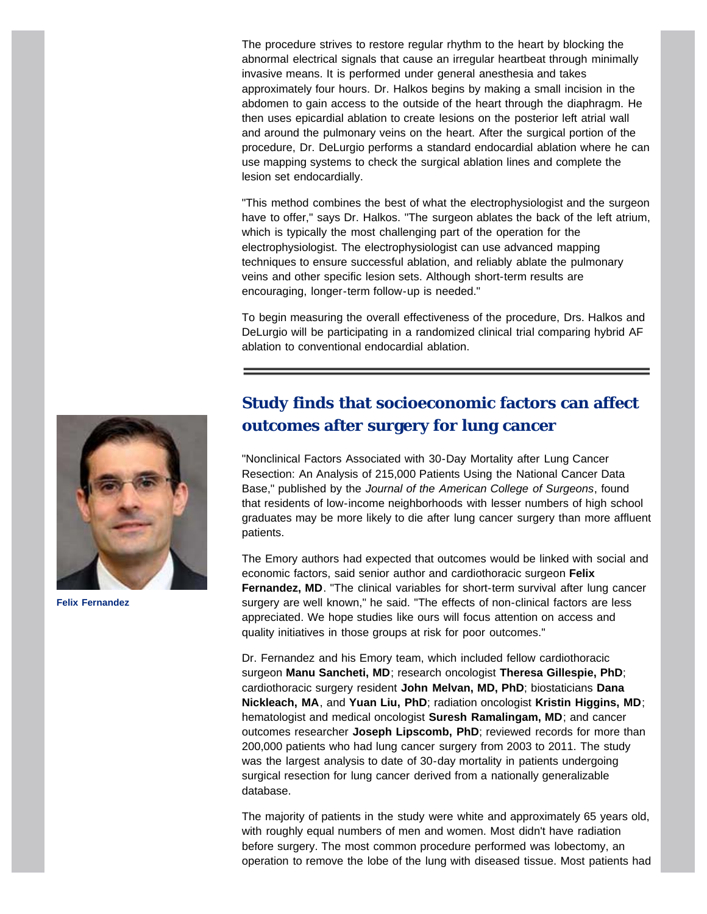The procedure strives to restore regular rhythm to the heart by blocking the abnormal electrical signals that cause an irregular heartbeat through minimally invasive means. It is performed under general anesthesia and takes approximately four hours. Dr. Halkos begins by making a small incision in the abdomen to gain access to the outside of the heart through the diaphragm. He then uses epicardial ablation to create lesions on the posterior left atrial wall and around the pulmonary veins on the heart. After the surgical portion of the procedure, Dr. DeLurgio performs a standard endocardial ablation where he can use mapping systems to check the surgical ablation lines and complete the lesion set endocardially.

"This method combines the best of what the electrophysiologist and the surgeon have to offer," says Dr. Halkos. "The surgeon ablates the back of the left atrium, which is typically the most challenging part of the operation for the electrophysiologist. The electrophysiologist can use advanced mapping techniques to ensure successful ablation, and reliably ablate the pulmonary veins and other specific lesion sets. Although short-term results are encouraging, longer-term follow-up is needed."

To begin measuring the overall effectiveness of the procedure, Drs. Halkos and DeLurgio will be participating in a randomized clinical trial comparing hybrid AF ablation to conventional endocardial ablation.

---

## Study finds that socioeconomic factors can affect outcomes after surgery for lung cancer

**Felix Fernandez**

"Nonclinical Factors Associated with 30-Day Mortality after Lung Cancer Resection: An Analysis of 215,000 Patients Using the National Cancer Data Base," published by the *Journal of the American College of Surgeons*, found that residents of low-income neighborhoods with lesser numbers of high school graduates may be more likely to die after lung cancer surgery than more affluent patients.

The Emory authors had expected that outcomes would be linked with social and economic factors, said senior author and cardiothoracic surgeon **Felix Fernandez, MD**. "The clinical variables for short-term survival after lung cancer surgery are well known," he said. "The effects of non-clinical factors are less appreciated. We hope studies like ours will focus attention on access and quality initiatives in those groups at risk for poor outcomes."

Dr. Fernandez and his Emory team, which included fellow cardiothoracic surgeon **Manu Sancheti, MD**; research oncologist **Theresa Gillespie, PhD**; cardiothoracic surgery resident **John Melvan, MD, PhD**; biostaticians **Dana Nickleach, MA**, and **Yuan Liu, PhD**; radiation oncologist **Kristin Higgins, MD**; hematologist and medical oncologist **Suresh Ramalingam, MD**; and cancer outcomes researcher **Joseph Lipscomb, PhD**; reviewed records for more than 200,000 patients who had lung cancer surgery from 2003 to 2011. The study was the largest analysis to date of 30-day mortality in patients undergoing surgical resection for lung cancer derived from a nationally generalizable database.

The majority of patients in the study were white and approximately 65 years old, with roughly equal numbers of men and women. Most didn't have radiation before surgery. The most common procedure performed was lobectomy, an operation to remove the lobe of the lung with diseased tissue. Most patients had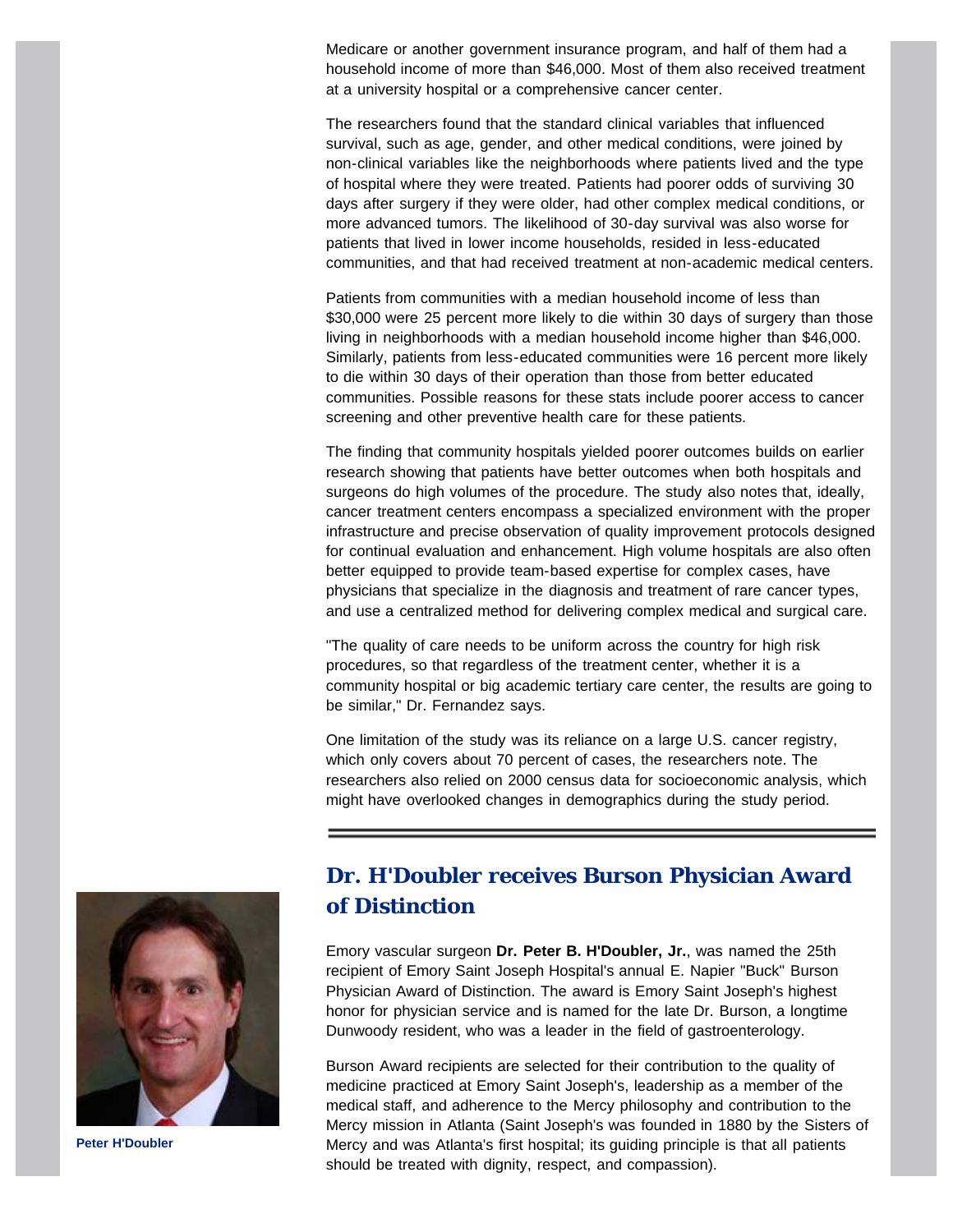Medicare or another government insurance program, and half of them had a household income of more than $46,000. Most of them also received treatment at a university hospital or a comprehensive cancer center.

The researchers found that the standard clinical variables that influenced survival, such as age, gender, and other medical conditions, were joined by non-clinical variables like the neighborhoods where patients lived and the type of hospital where they were treated. Patients had poorer odds of surviving 30 days after surgery if they were older, had other complex medical conditions, or more advanced tumors. The likelihood of 30-day survival was also worse for patients that lived in lower income households, resided in less-educated communities, and that had received treatment at non-academic medical centers.

Patients from communities with a median household income of less than $30,000 were 25 percent more likely to die within 30 days of surgery than those living in neighborhoods with a median household income higher than $46,000. Similarly, patients from less-educated communities were 16 percent more likely to die within 30 days of their operation than those from better educated communities. Possible reasons for these stats include poorer access to cancer screening and other preventive health care for these patients.

The finding that community hospitals yielded poorer outcomes builds on earlier research showing that patients have better outcomes when both hospitals and surgeons do high volumes of the procedure. The study also notes that, ideally, cancer treatment centers encompass a specialized environment with the proper infrastructure and precise observation of quality improvement protocols designed for continual evaluation and enhancement. High volume hospitals are also often better equipped to provide team-based expertise for complex cases, have physicians that specialize in the diagnosis and treatment of rare cancer types, and use a centralized method for delivering complex medical and surgical care.

"The quality of care needs to be uniform across the country for high risk procedures, so that regardless of the treatment center, whether it is a community hospital or big academic tertiary care center, the results are going to be similar," Dr. Fernandez says.

One limitation of the study was its reliance on a large U.S. cancer registry, which only covers about 70 percent of cases, the researchers note. The researchers also relied on 2000 census data for socioeconomic analysis, which might have overlooked changes in demographics during the study period.

---

## Dr. H'Doubler receives Burson Physician Award of Distinction

Peter H'Doubler

Emory vascular surgeon **Dr. Peter B. H'Doubler, Jr.**, was named the 25th recipient of Emory Saint Joseph Hospital's annual Lee Napier "Buck" Burson Physician Award of Distinction. The award is Emory Saint Joseph's highest honor for physician service and is named for the late Dr. Burson, a longtime Dunwoody resident, who was a leader in the field of gastroenterology.

Burson Award recipients are selected for their contribution to the quality of medicine practiced at Emory Saint Joseph's, leadership as a member of the medical staff, and adherence to the Mercy philosophy and contribution to the Mercy mission in Atlanta (Saint Joseph's was founded in 1880 by the Sisters of Mercy and was Atlanta's first hospital; its guiding principle is that all patients should be treated with dignity, respect, and compassion).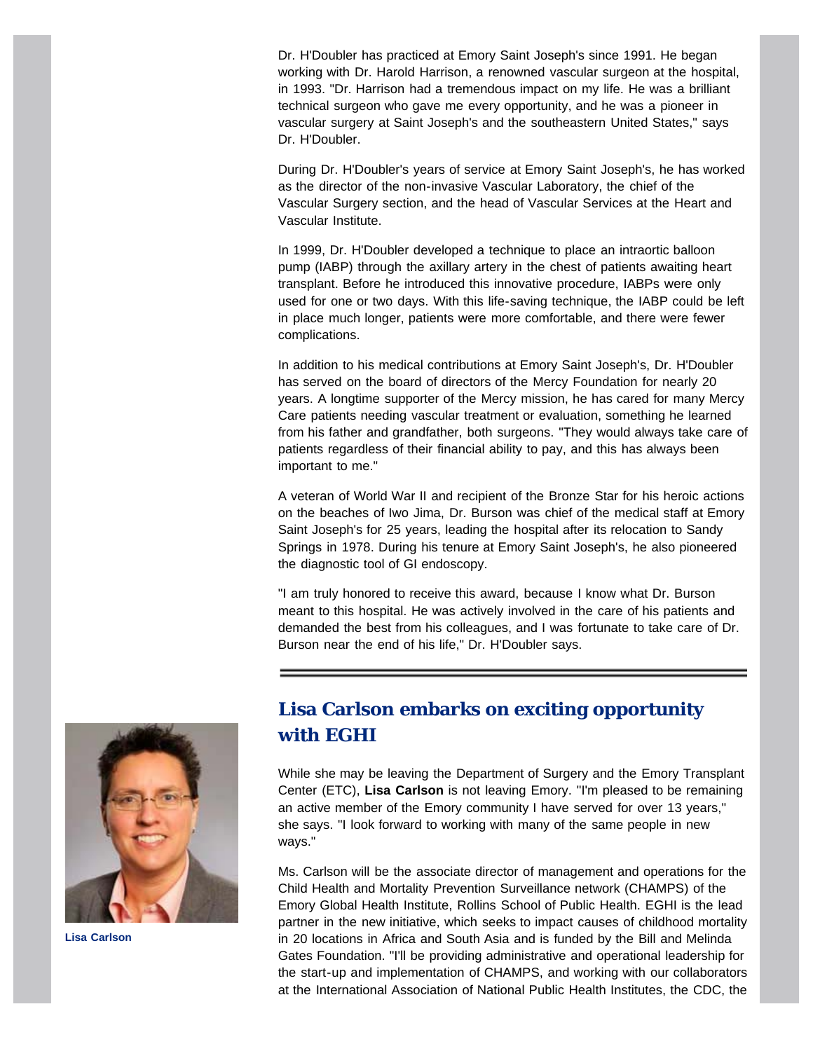Dr. H'Doubler has practiced at Emory Saint Joseph's since 1991. He began working with Dr. Harold Harrison, a renowned vascular surgeon at the hospital, in 1993. "Dr. Harrison had a tremendous impact on my life. He was a brilliant technical surgeon who gave me every opportunity, and he was a pioneer in vascular surgery at Saint Joseph's and the southeastern United States," says Dr. H'Doubler.

During Dr. H'Doubler's years of service at Emory Saint Joseph's, he has worked as the director of the non-invasive Vascular Laboratory, the chief of the Vascular Surgery section, and the head of Vascular Services at the Heart and Vascular Institute.

In 1999, Dr. H'Doubler developed a technique to place an intraortic balloon pump (IABP) through the axillary artery in the chest of patients awaiting heart transplant. Before he introduced this innovative procedure, IABPs were only used for one or two days. With this life-saving technique, the IABP could be left in place much longer, patients were more comfortable, and there were fewer complications.

In addition to his medical contributions at Emory Saint Joseph's, Dr. H'Doubler has served on the board of directors of the Mercy Foundation for nearly 20 years. A longtime supporter of the Mercy mission, he has cared for many Mercy Care patients needing vascular treatment or evaluation, something he learned from his father and grandfather, both surgeons. "They would always take care of patients regardless of their financial ability to pay, and this has always been important to me."

A veteran of World War II and recipient of the Bronze Star for his heroic actions on the beaches of Iwo Jima, Dr. Burson was chief of the medical staff at Emory Saint Joseph's for 25 years, leading the hospital after its relocation to Sandy Springs in 1978. During his tenure at Emory Saint Joseph's, he also pioneered the diagnostic tool of GI endoscopy.

"I am truly honored to receive this award, because I know what Dr. Burson meant to this hospital. He was actively involved in the care of his patients and demanded the best from his colleagues, and I was fortunate to take care of Dr. Burson near the end of his life," Dr. H'Doubler says.

---

## Lisa Carlson embarks on exciting opportunity with EGHI

Lisa Carlson

While she may be leaving the Department of Surgery and the Emory Transplant Center (ETC), **Lisa Carlson** is not leaving Emory. "I'm pleased to be remaining an active member of the Emory community I have served for over 13 years," she says. "I look forward to working with many of the same people in new ways."

Ms. Carlson will be the associate director of management and operations for the Child Health and Mortality Prevention Surveillance network (CHAMPS) of the Emory Global Health Institute, Rollins School of Public Health. EGHI is the lead partner in the new initiative, which seeks to impact causes of childhood mortality in 20 locations in Africa and South Asia and is funded by the Bill and Melinda Gates Foundation. "I'll be providing administrative and operational leadership for the start-up and implementation of CHAMPS, and working with our collaborators at the International Association of National Public Health Institutes, the CDC, the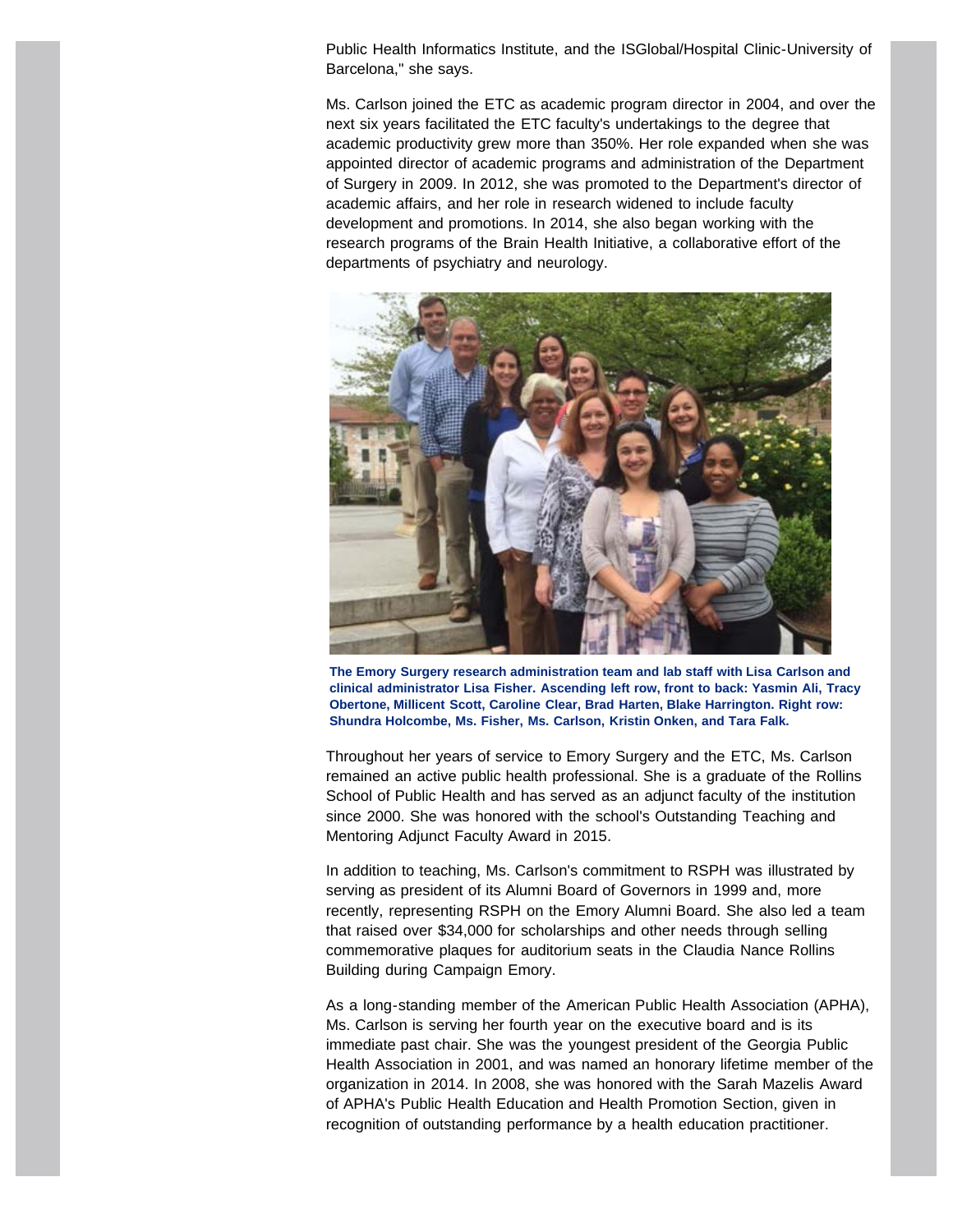Public Health Informatics Institute, and the ISGlobal/Hospital Clinic-University of Barcelona," she says.

Ms. Carlson joined the ETC as academic program director in 2004, and over the next six years facilitated the ETC faculty's undertakings to the degree that academic productivity grew more than 350%. Her role expanded when she was appointed director of academic programs and administration of the Department of Surgery in 2009. In 2012, she was promoted to the Department's director of academic affairs, and her role in research widened to include faculty development and promotions. In 2014, she also began working with the research programs of the Brain Health Initiative, a collaborative effort of the departments of psychiatry and neurology.

**The Emory Surgery research administration team and lab staff with Lisa Carlson and clinical administrator Lisa Fisher. Ascending left row, front to back: Yasmin Ali, Tracy Obertone, Millicent Scott, Caroline Clear, Brad Harten, Blake Harrington. Right row: Shundra Holcombe, Ms. Fisher, Ms. Carlson, Kristin Onken, and Tara Falk.**

Throughout her years of service to Emory Surgery and the ETC, Ms. Carlson remained an active public health professional. She is a graduate of the Rollins School of Public Health and has served as an adjunct faculty of the institution since 2000. She was honored with the school's Outstanding Teaching and Mentoring Adjunct Faculty Award in 2015.

In addition to teaching, Ms. Carlson's commitment to RSPH was illustrated by serving as president of its Alumni Board of Governors in 1999 and, more recently, representing RSPH on the Emory Alumni Board. She also led a team that raised over $34,000 for scholarships and other needs through selling commemorative plaques for auditorium seats in the Claudia Nance Rollins Building during Campaign Emory.

As a long-standing member of the American Public Health Association (APHA), Ms. Carlson is serving her fourth year on the executive board and is its immediate past chair. She was the youngest president of the Georgia Public Health Association in 2001, and was named an honorary lifetime member of the organization in 2014. In 2008, she was honored with the Sarah Mazelis Award of APHA's Public Health Education and Health Promotion Section, given in recognition of outstanding performance by a health education practitioner.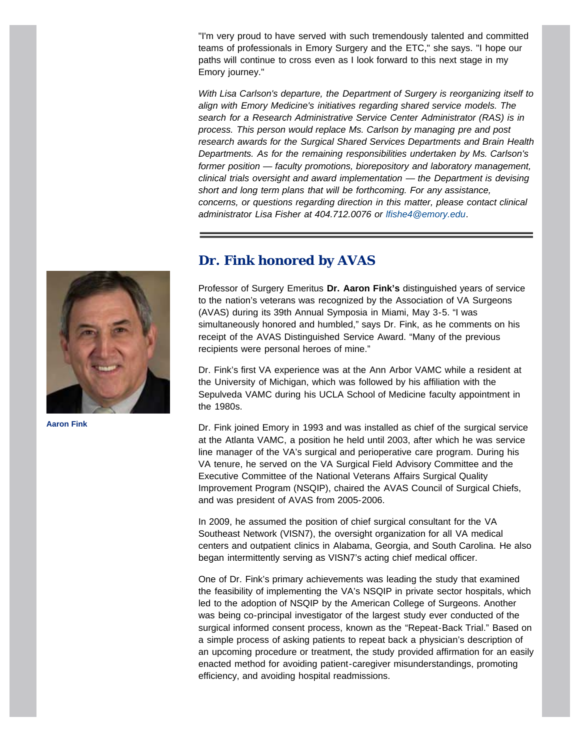"I'm very proud to have served with such tremendously talented and committed teams of professionals in Emory Surgery and the ETC," she says. "I hope our paths will continue to cross even as I look forward to this next stage in my Emory journey."

*With Lisa Carlson's departure, the Department of Surgery is reorganizing itself to align with Emory Medicine's initiatives regarding shared service models. The search for a Research Administrative Service Center Administrator (RAS) is in process. This person would replace Ms. Carlson by managing pre and post research awards for the Surgical Shared Services Departments and Brain Health Departments. As for the remaining responsibilities undertaken by Ms. Carlson's former position — faculty promotions, biorepository and laboratory management, clinical trials oversight and award implementation — the Department is devising short and long term plans that will be forthcoming. For any assistance, concerns, or questions regarding direction in this matter, please contact clinical administrator Lisa Fisher at 404.712.0076 or lfishe4@emory.edu.*

---

## Dr. Fink honored by AVAS

**Aaron Fink**

Professor of Surgery Emeritus **Dr. Aaron Fink's** distinguished years of service to the nation's veterans was recognized by the Association of VA Surgeons (AVAS) during its 39th Annual Symposia in Miami, May 3-5. "I was simultaneously honored and humbled," says Dr. Fink, as he comments on his receipt of the AVAS Distinguished Service Award. "Many of the previous recipients were personal heroes of mine."

Dr. Fink's first VA experience was at the Ann Arbor VAMC while a resident at the University of Michigan, which was followed by his affiliation with the Sepulveda VAMC during his UCLA School of Medicine faculty appointment in the 1980s.

Dr. Fink joined Emory in 1993 and was installed as chief of the surgical service at the Atlanta VAMC, a position he held until 2003, after which he was service line manager of the VA's surgical and perioperative care program. During his VA tenure, he served on the VA Surgical Field Advisory Committee and the Executive Committee of the National Veterans Affairs Surgical Quality Improvement Program (NSQIP), chaired the AVAS Council of Surgical Chiefs, and was president of AVAS from 2005-2006.

In 2009, he assumed the position of chief surgical consultant for the VA Southeast Network (VISN7), the oversight organization for all VA medical centers and outpatient clinics in Alabama, Georgia, and South Carolina. He also began intermittently serving as VISN7's acting chief medical officer.

One of Dr. Fink's primary achievements was leading the study that examined the feasibility of implementing the VA's NSQIP in private sector hospitals, which led to the adoption of NSQIP by the American College of Surgeons. Another was being co-principal investigator of the largest study ever conducted of the surgical informed consent process, known as the "Repeat-Back Trial." Based on a simple process of asking patients to repeat back a physician's description of an upcoming procedure or treatment, the study provided affirmation for an easily enacted method for avoiding patient-caregiver misunderstandings, promoting efficiency, and avoiding hospital readmissions.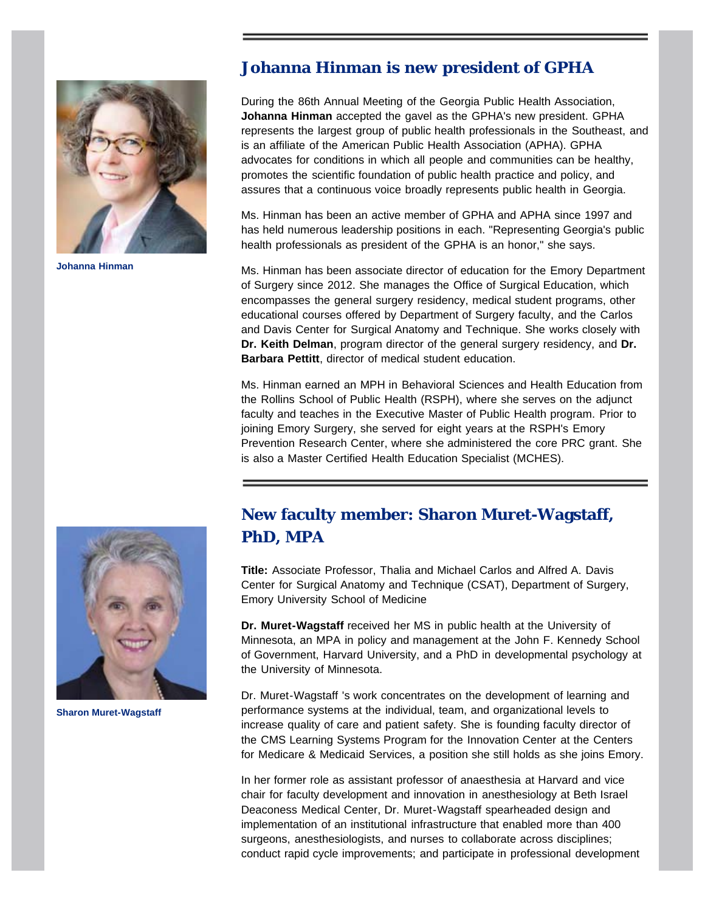## Johanna Hinman is new president of GPHA

Johanna Hinman

During the 86th Annual Meeting of the Georgia Public Health Association, **Johanna Hinman** accepted the gavel as the GPHA's new president. GPHA represents the largest group of public health professionals in the Southeast, and is an affiliate of the American Public Health Association (APHA). GPHA advocates for conditions in which all people and communities can be healthy, promotes the scientific foundation of public health practice and policy, and assures that a continuous voice broadly represents public health in Georgia.

Ms. Hinman has been an active member of GPHA and APHA since 1997 and has held numerous leadership positions in each. "Representing Georgia's public health professionals as president of the GPHA is an honor," she says.

Ms. Hinman has been associate director of education for the Emory Department of Surgery since 2012. She manages the Office of Surgical Education, which encompasses the general surgery residency, medical student programs, other educational courses offered by Department of Surgery faculty, and the Carlos and Davis Center for Surgical Anatomy and Technique. She works closely with **Dr. Keith Delman**, program director of the general surgery residency, and **Dr. Barbara Pettitt**, director of medical student education.

Ms. Hinman earned an MPH in Behavioral Sciences and Health Education from the Rollins School of Public Health (RSPH), where she serves on the adjunct faculty and teaches in the Executive Master of Public Health program. Prior to joining Emory Surgery, she served for eight years at the RSPH's Emory Prevention Research Center, where she administered the core PRC grant. She is also a Master Certified Health Education Specialist (MCHES).

## New faculty member: Sharon Muret-Wagstaff, PhD, MPA

Sharon Muret-Wagstaff

**Title:** Associate Professor, Thalia and Michael Carlos and Alfred A. Davis Center for Surgical Anatomy and Technique (CSAT), Department of Surgery, Emory University School of Medicine

**Dr. Muret-Wagstaff** received her MS in public health at the University of Minnesota, an MPA in policy and management at the John F. Kennedy School of Government, Harvard University, and a PhD in developmental psychology at the University of Minnesota.

Dr. Muret-Wagstaff 's work concentrates on the development of learning and performance systems at the individual, team, and organizational levels to increase quality of care and patient safety. She is founding faculty director of the CMS Learning Systems Program for the Innovation Center at the Centers for Medicare & Medicaid Services, a position she still holds as she joins Emory.

In her former role as assistant professor of anaesthesia at Harvard and vice chair for faculty development and innovation in anesthesiology at Beth Israel Deaconess Medical Center, Dr. Muret-Wagstaff spearheaded design and implementation of an institutional infrastructure that enabled more than 400 surgeons, anesthesiologists, and nurses to collaborate across disciplines; conduct rapid cycle improvements; and participate in professional development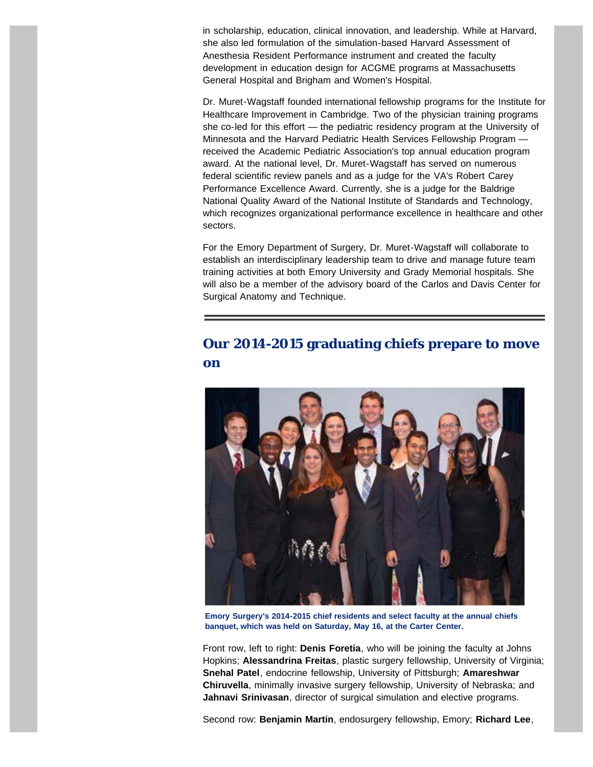in scholarship, education, clinical innovation, and leadership. While at Harvard, she also led formulation of the simulation-based Harvard Assessment of Anesthesia Resident Performance instrument and created the faculty development in education design for ACGME programs at Massachusetts General Hospital and Brigham and Women's Hospital.

Dr. Muret-Wagstaff founded international fellowship programs for the Institute for Healthcare Improvement in Cambridge. Two of the physician training programs she co-led for this effort — the pediatric residency program at the University of Minnesota and the Harvard Pediatric Health Services Fellowship Program — received the Academic Pediatric Association's top annual education program award. At the national level, Dr. Muret-Wagstaff has served on numerous federal scientific review panels and as a judge for the VA's Robert Carey Performance Excellence Award. Currently, she is a judge for the Baldrige National Quality Award of the National Institute of Standards and Technology, which recognizes organizational performance excellence in healthcare and other sectors.

For the Emory Department of Surgery, Dr. Muret-Wagstaff will collaborate to establish an interdisciplinary leadership team to drive and manage future team training activities at both Emory University and Grady Memorial hospitals. She will also be a member of the advisory board of the Carlos and Davis Center for Surgical Anatomy and Technique.

---

## Our 2014-2015 graduating chiefs prepare to move on

**Emory Surgery's 2014-2015 chief residents and select faculty at the annual chiefs banquet, which was held on Saturday, May 16, at the Carter Center.**

Front row, left to right: **Denis Foretia**, who will be joining the faculty at Johns Hopkins; **Alessandrina Freitas**, plastic surgery fellowship, University of Virginia; **Snehal Patel**, endocrine fellowship, University of Pittsburgh; **Amareshwar Chiruvella**, minimally invasive surgery fellowship, University of Nebraska; and **Jahnavi Srinivasan**, director of surgical simulation and elective programs.

Second row: **Benjamin Martin**, endosurgery fellowship, Emory; **Richard Lee**,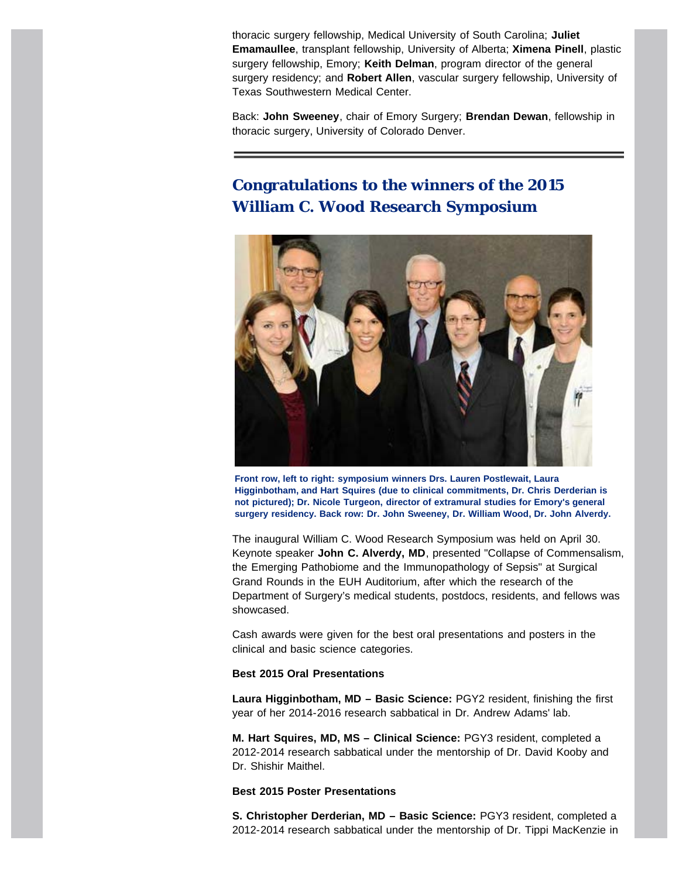thoracic surgery fellowship, Medical University of South Carolina; **Juliet Emamaullee**, transplant fellowship, University of Alberta; **Ximena Pinell**, plastic surgery fellowship, Emory; **Keith Delman**, program director of the general surgery residency; and **Robert Allen**, vascular surgery fellowship, University of Texas Southwestern Medical Center.

Back: **John Sweeney**, chair of Emory Surgery; **Brendan Dewan**, fellowship in thoracic surgery, University of Colorado Denver.

## Congratulations to the winners of the 2015 William C. Wood Research Symposium

**Front row, left to right: symposium winners Drs. Lauren Postlewait, Laura Higginbotham, and Hart Squires (due to clinical commitments, Dr. Chris Derderian is not pictured); Dr. Nicole Turgeon, director of extramural studies for Emory's general surgery residency. Back row: Dr. John Sweeney, Dr. William Wood, Dr. John Alverdy.**

The inaugural William C. Wood Research Symposium was held on April 30. Keynote speaker **John C. Alverdy, MD**, presented "Collapse of Commensalism, the Emerging Pathobiome and the Immunopathology of Sepsis" at Surgical Grand Rounds in the EUH Auditorium, after which the research of the Department of Surgery's medical students, postdocs, residents, and fellows was showcased.

Cash awards were given for the best oral presentations and posters in the clinical and basic science categories.

**Best 2015 Oral Presentations**

**Laura Higginbotham, MD – Basic Science:** PGY2 resident, finishing the first year of her 2014-2016 research sabbatical in Dr. Andrew Adams' lab.

**M. Hart Squires, MD, MS – Clinical Science:** PGY3 resident, completed a 2012-2014 research sabbatical under the mentorship of Dr. David Kooby and Dr. Shishir Maithel.

**Best 2015 Poster Presentations**

**S. Christopher Derderian, MD – Basic Science:** PGY3 resident, completed a 2012-2014 research sabbatical under the mentorship of Dr. Tippi MacKenzie in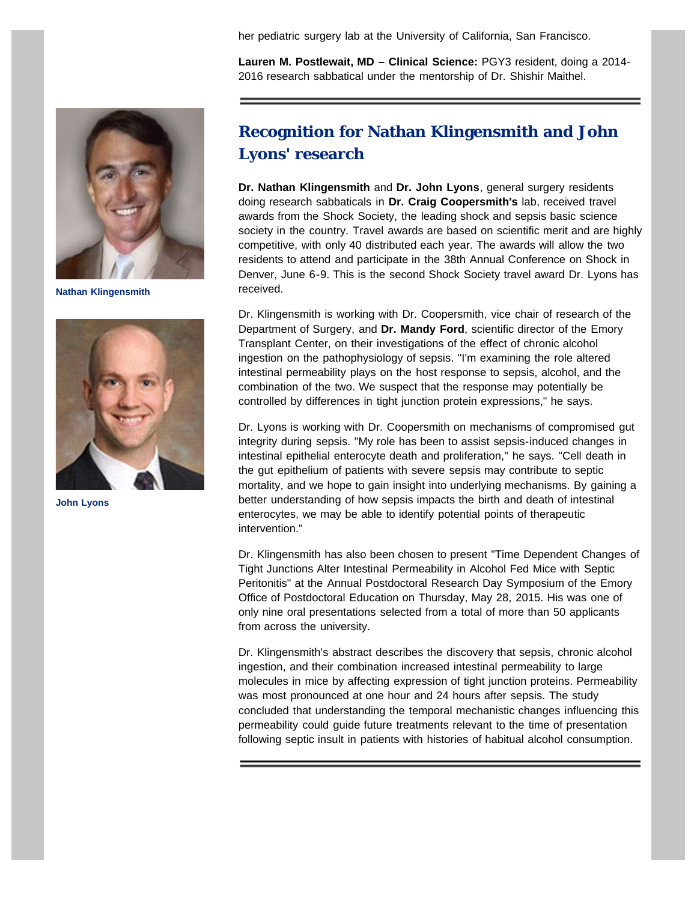her pediatric surgery lab at the University of California, San Francisco.

**Lauren M. Postlewait, MD – Clinical Science:** PGY3 resident, doing a 2014-2016 research sabbatical under the mentorship of Dr. Shishir Maithel.

---

## Recognition for Nathan Klingensmith and John Lyons' research

Nathan Klingensmith

John Lyons

**Dr. Nathan Klingensmith** and **Dr. John Lyons**, general surgery residents doing research sabbaticals in **Dr. Craig Coopersmith's** lab, received travel awards from the Shock Society, the leading shock and sepsis basic science society in the country. Travel awards are based on scientific merit and are highly competitive, with only 40 distributed each year. The awards will allow the two residents to attend and participate in the 38th Annual Conference on Shock in Denver, June 6-9. This is the second Shock Society travel award Dr. Lyons has received.

Dr. Klingensmith is working with Dr. Coopersmith, vice chair of research of the Department of Surgery, and **Dr. Mandy Ford**, scientific director of the Emory Transplant Center, on their investigations of the effect of chronic alcohol ingestion on the pathophysiology of sepsis. "I'm examining the role altered intestinal permeability plays on the host response to sepsis, alcohol, and the combination of the two. We suspect that the response may potentially be controlled by differences in tight junction protein expressions," he says.

Dr. Lyons is working with Dr. Coopersmith on mechanisms of compromised gut integrity during sepsis. "My role has been to assist sepsis-induced changes in intestinal epithelial enterocyte death and proliferation," he says. "Cell death in the gut epithelium of patients with severe sepsis may contribute to septic mortality, and we hope to gain insight into underlying mechanisms. By gaining a better understanding of how sepsis impacts the birth and death of intestinal enterocytes, we may be able to identify potential points of therapeutic intervention."

Dr. Klingensmith has also been chosen to present "Time Dependent Changes of Tight Junctions Alter Intestinal Permeability in Alcohol Fed Mice with Septic Peritonitis" at the Annual Postdoctoral Research Day Symposium of the Emory Office of Postdoctoral Education on Thursday, May 28, 2015. His was one of only nine oral presentations selected from a total of more than 50 applicants from across the university.

Dr. Klingensmith's abstract describes the discovery that sepsis, chronic alcohol ingestion, and their combination increased intestinal permeability to large molecules in mice by affecting expression of tight junction proteins. Permeability was most pronounced at one hour and 24 hours after sepsis. The study concluded that understanding the temporal mechanistic changes influencing this permeability could guide future treatments relevant to the time of presentation following septic insult in patients with histories of habitual alcohol consumption.

---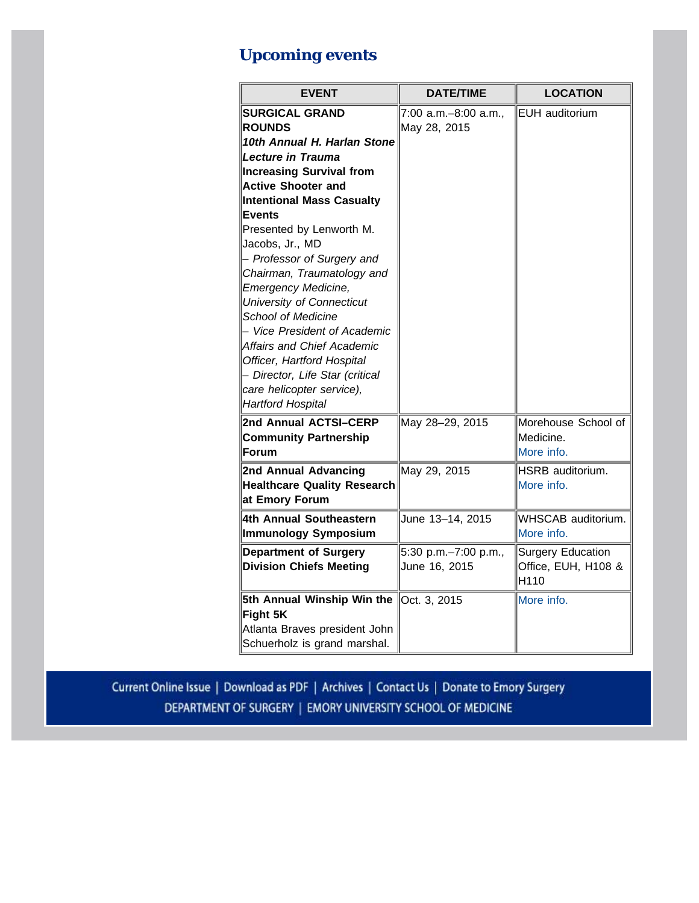## Upcoming events

| EVENT | DATE/TIME | LOCATION |
| --- | --- | --- |
| **SURGICAL GRAND ROUNDS** ***10th Annual H. Harlan Stone Lecture in Trauma*** **Increasing Survival from Active Shooter and Intentional Mass Casualty Events** Presented by Lenworth M. Jacobs, Jr., MD *– Professor of Surgery and Chairman, Traumatology and Emergency Medicine, University of Connecticut School of Medicine* *– Vice President of Academic Affairs and Chief Academic Officer, Hartford Hospital* *– Director, Life Star (critical care helicopter service), Hartford Hospital* | 7:00 a.m.–8:00 a.m., May 28, 2015 | EUH auditorium |
| **2nd Annual ACTSI–CERP Community Partnership Forum** | May 28–29, 2015 | Morehouse School of Medicine. More info. |
| **2nd Annual Advancing Healthcare Quality Research at Emory Forum** | May 29, 2015 | HSRB auditorium. More info. |
| **4th Annual Southeastern Immunology Symposium** | June 13–14, 2015 | WHSCAB auditorium. More info. |
| **Department of Surgery Division Chiefs Meeting** | 5:30 p.m.–7:00 p.m., June 16, 2015 | Surgery Education Office, EUH, H108 & H110 |
| **5th Annual Winship Win the Fight 5K** Atlanta Braves president John Schuerholz is grand marshal. | Oct. 3, 2015 | More info. |

Current Online Issue | Download as PDF | Archives | Contact Us | Donate to Emory Surgery

DEPARTMENT OF SURGERY | EMORY UNIVERSITY SCHOOL OF MEDICINE